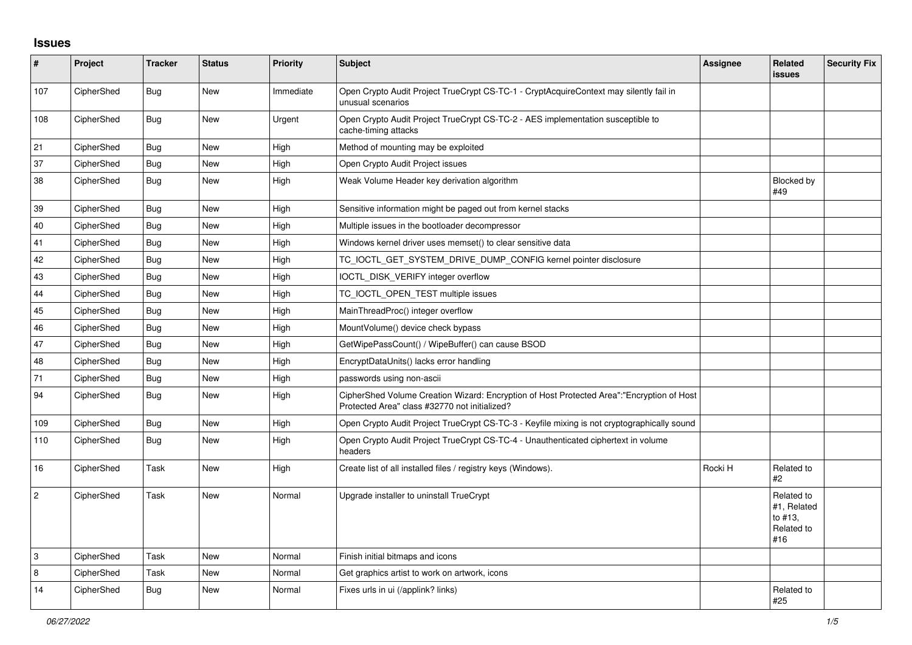## Issues

| # | Project | Tracker | Status | Priority | Subject | Assignee | Related issues | Security Fix |
|---|---|---|---|---|---|---|---|---|
| 107 | CipherShed | Bug | New | Immediate | Open Crypto Audit Project TrueCrypt CS-TC-1 - CryptAcquireContext may silently fail in unusual scenarios | | | |
| 108 | CipherShed | Bug | New | Urgent | Open Crypto Audit Project TrueCrypt CS-TC-2 - AES implementation susceptible to cache-timing attacks | | | |
| 21 | CipherShed | Bug | New | High | Method of mounting may be exploited | | | |
| 37 | CipherShed | Bug | New | High | Open Crypto Audit Project issues | | | |
| 38 | CipherShed | Bug | New | High | Weak Volume Header key derivation algorithm | | Blocked by #49 | |
| 39 | CipherShed | Bug | New | High | Sensitive information might be paged out from kernel stacks | | | |
| 40 | CipherShed | Bug | New | High | Multiple issues in the bootloader decompressor | | | |
| 41 | CipherShed | Bug | New | High | Windows kernel driver uses memset() to clear sensitive data | | | |
| 42 | CipherShed | Bug | New | High | TC_IOCTL_GET_SYSTEM_DRIVE_DUMP_CONFIG kernel pointer disclosure | | | |
| 43 | CipherShed | Bug | New | High | IOCTL_DISK_VERIFY integer overflow | | | |
| 44 | CipherShed | Bug | New | High | TC_IOCTL_OPEN_TEST multiple issues | | | |
| 45 | CipherShed | Bug | New | High | MainThreadProc() integer overflow | | | |
| 46 | CipherShed | Bug | New | High | MountVolume() device check bypass | | | |
| 47 | CipherShed | Bug | New | High | GetWipePassCount() / WipeBuffer() can cause BSOD | | | |
| 48 | CipherShed | Bug | New | High | EncryptDataUnits() lacks error handling | | | |
| 71 | CipherShed | Bug | New | High | passwords using non-ascii | | | |
| 94 | CipherShed | Bug | New | High | CipherShed Volume Creation Wizard: Encryption of Host Protected Area":"Encryption of Host Protected Area" class #32770 not initialized? | | | |
| 109 | CipherShed | Bug | New | High | Open Crypto Audit Project TrueCrypt CS-TC-3 - Keyfile mixing is not cryptographically sound | | | |
| 110 | CipherShed | Bug | New | High | Open Crypto Audit Project TrueCrypt CS-TC-4 - Unauthenticated ciphertext in volume headers | | | |
| 16 | CipherShed | Task | New | High | Create list of all installed files / registry keys (Windows). | Rocki H | Related to #2 | |
| 2 | CipherShed | Task | New | Normal | Upgrade installer to uninstall TrueCrypt | | Related to #1, Related to #13, Related to #16 | |
| 3 | CipherShed | Task | New | Normal | Finish initial bitmaps and icons | | | |
| 8 | CipherShed | Task | New | Normal | Get graphics artist to work on artwork, icons | | | |
| 14 | CipherShed | Bug | New | Normal | Fixes urls in ui (/applink? links) | | Related to #25 | |

*06/27/2022*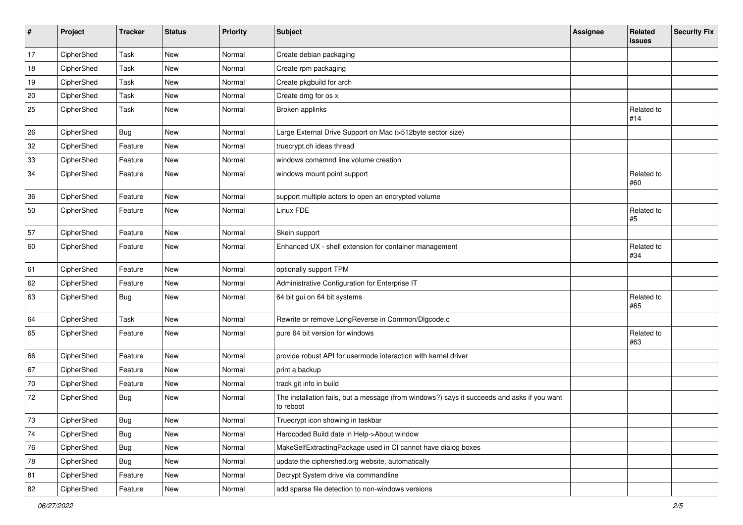| # | Project | Tracker | Status | Priority | Subject | Assignee | Related issues | Security Fix |
|---|---|---|---|---|---|---|---|---|
| 17 | CipherShed | Task | New | Normal | Create debian packaging | | | |
| 18 | CipherShed | Task | New | Normal | Create rpm packaging | | | |
| 19 | CipherShed | Task | New | Normal | Create pkgbuild for arch | | | |
| 20 | CipherShed | Task | New | Normal | Create dmg for os x | | | |
| 25 | CipherShed | Task | New | Normal | Broken applinks | | Related to #14 | |
| 26 | CipherShed | Bug | New | Normal | Large External Drive Support on Mac (>512byte sector size) | | | |
| 32 | CipherShed | Feature | New | Normal | truecrypt.ch ideas thread | | | |
| 33 | CipherShed | Feature | New | Normal | windows comamnd line volume creation | | | |
| 34 | CipherShed | Feature | New | Normal | windows mount point support | | Related to #60 | |
| 36 | CipherShed | Feature | New | Normal | support multiple actors to open an encrypted volume | | | |
| 50 | CipherShed | Feature | New | Normal | Linux FDE | | Related to #5 | |
| 57 | CipherShed | Feature | New | Normal | Skein support | | | |
| 60 | CipherShed | Feature | New | Normal | Enhanced UX - shell extension for container management | | Related to #34 | |
| 61 | CipherShed | Feature | New | Normal | optionally support TPM | | | |
| 62 | CipherShed | Feature | New | Normal | Administrative Configuration for Enterprise IT | | | |
| 63 | CipherShed | Bug | New | Normal | 64 bit gui on 64 bit systems | | Related to #65 | |
| 64 | CipherShed | Task | New | Normal | Rewrite or remove LongReverse in Common/Dlgcode.c | | | |
| 65 | CipherShed | Feature | New | Normal | pure 64 bit version for windows | | Related to #63 | |
| 66 | CipherShed | Feature | New | Normal | provide robust API for usermode interaction with kernel driver | | | |
| 67 | CipherShed | Feature | New | Normal | print a backup | | | |
| 70 | CipherShed | Feature | New | Normal | track git info in build | | | |
| 72 | CipherShed | Bug | New | Normal | The installation fails, but a message (from windows?) says it succeeds and asks if you want to reboot | | | |
| 73 | CipherShed | Bug | New | Normal | Truecrypt icon showing in taskbar | | | |
| 74 | CipherShed | Bug | New | Normal | Hardcoded Build date in Help->About window | | | |
| 76 | CipherShed | Bug | New | Normal | MakeSelfExtractingPackage used in CI cannot have dialog boxes | | | |
| 78 | CipherShed | Bug | New | Normal | update the ciphershed.org website, automatically | | | |
| 81 | CipherShed | Feature | New | Normal | Decrypt System drive via commandline | | | |
| 82 | CipherShed | Feature | New | Normal | add sparse file detection to non-windows versions | | | |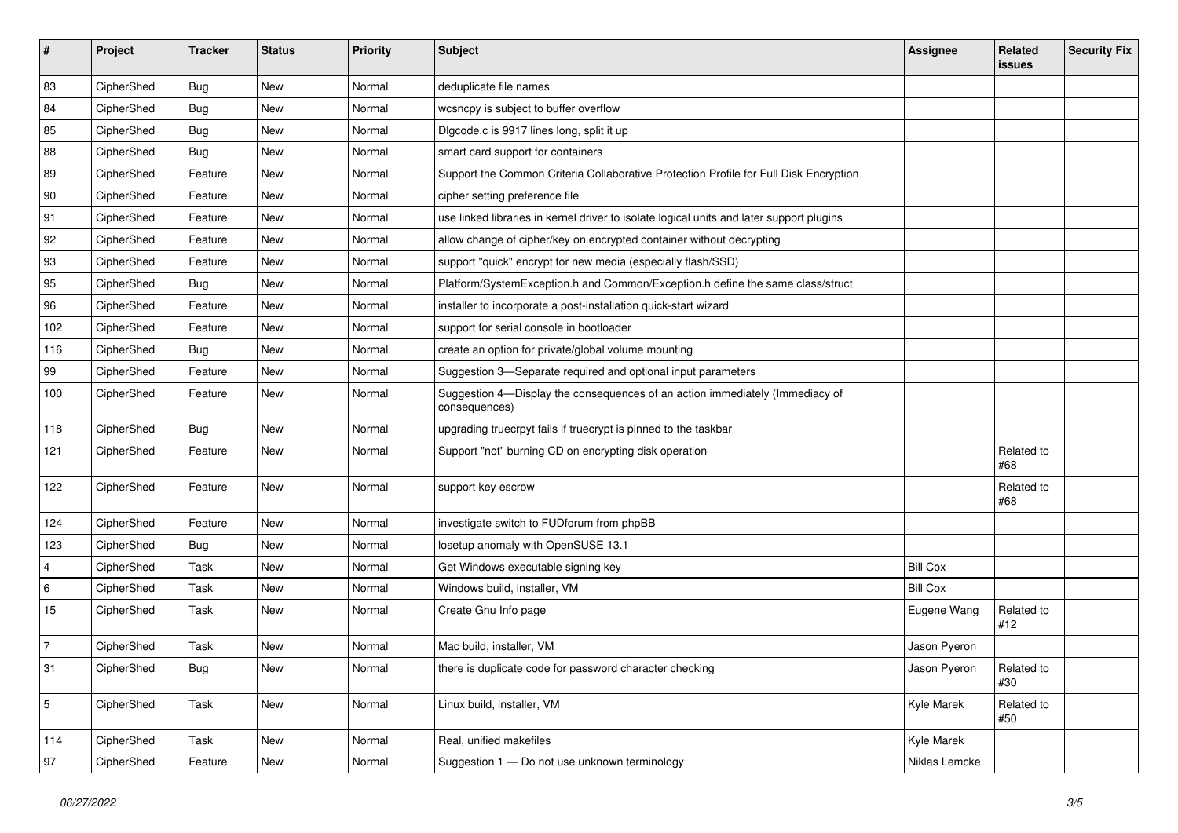| # | Project | Tracker | Status | Priority | Subject | Assignee | Related issues | Security Fix |
|---|---|---|---|---|---|---|---|---|
| 83 | CipherShed | Bug | New | Normal | deduplicate file names | | | |
| 84 | CipherShed | Bug | New | Normal | wcsncpy is subject to buffer overflow | | | |
| 85 | CipherShed | Bug | New | Normal | Dlgcode.c is 9917 lines long, split it up | | | |
| 88 | CipherShed | Bug | New | Normal | smart card support for containers | | | |
| 89 | CipherShed | Feature | New | Normal | Support the Common Criteria Collaborative Protection Profile for Full Disk Encryption | | | |
| 90 | CipherShed | Feature | New | Normal | cipher setting preference file | | | |
| 91 | CipherShed | Feature | New | Normal | use linked libraries in kernel driver to isolate logical units and later support plugins | | | |
| 92 | CipherShed | Feature | New | Normal | allow change of cipher/key on encrypted container without decrypting | | | |
| 93 | CipherShed | Feature | New | Normal | support "quick" encrypt for new media (especially flash/SSD) | | | |
| 95 | CipherShed | Bug | New | Normal | Platform/SystemException.h and Common/Exception.h define the same class/struct | | | |
| 96 | CipherShed | Feature | New | Normal | installer to incorporate a post-installation quick-start wizard | | | |
| 102 | CipherShed | Feature | New | Normal | support for serial console in bootloader | | | |
| 116 | CipherShed | Bug | New | Normal | create an option for private/global volume mounting | | | |
| 99 | CipherShed | Feature | New | Normal | Suggestion 3—Separate required and optional input parameters | | | |
| 100 | CipherShed | Feature | New | Normal | Suggestion 4—Display the consequences of an action immediately (Immediacy of consequences) | | | |
| 118 | CipherShed | Bug | New | Normal | upgrading truecrpyt fails if truecrypt is pinned to the taskbar | | | |
| 121 | CipherShed | Feature | New | Normal | Support "not" burning CD on encrypting disk operation | | Related to #68 | |
| 122 | CipherShed | Feature | New | Normal | support key escrow | | Related to #68 | |
| 124 | CipherShed | Feature | New | Normal | investigate switch to FUDforum from phpBB | | | |
| 123 | CipherShed | Bug | New | Normal | losetup anomaly with OpenSUSE 13.1 | | | |
| 4 | CipherShed | Task | New | Normal | Get Windows executable signing key | Bill Cox | | |
| 6 | CipherShed | Task | New | Normal | Windows build, installer, VM | Bill Cox | | |
| 15 | CipherShed | Task | New | Normal | Create Gnu Info page | Eugene Wang | Related to #12 | |
| 7 | CipherShed | Task | New | Normal | Mac build, installer, VM | Jason Pyeron | | |
| 31 | CipherShed | Bug | New | Normal | there is duplicate code for password character checking | Jason Pyeron | Related to #30 | |
| 5 | CipherShed | Task | New | Normal | Linux build, installer, VM | Kyle Marek | Related to #50 | |
| 114 | CipherShed | Task | New | Normal | Real, unified makefiles | Kyle Marek | | |
| 97 | CipherShed | Feature | New | Normal | Suggestion 1 — Do not use unknown terminology | Niklas Lemcke | | |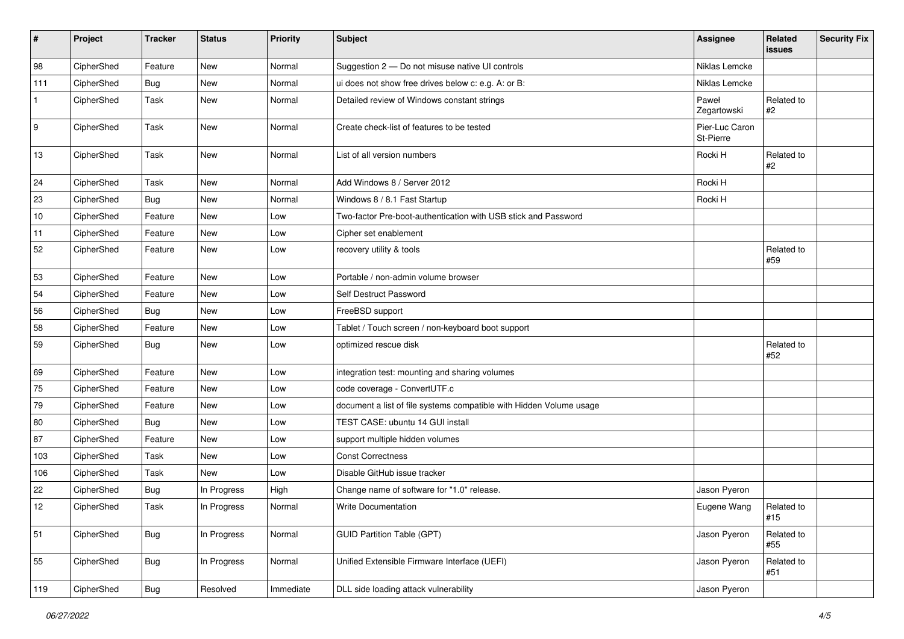| # | Project | Tracker | Status | Priority | Subject | Assignee | Related issues | Security Fix |
|---|---|---|---|---|---|---|---|---|
| 98 | CipherShed | Feature | New | Normal | Suggestion 2 — Do not misuse native UI controls | Niklas Lemcke | | |
| 111 | CipherShed | Bug | New | Normal | ui does not show free drives below c: e.g. A: or B: | Niklas Lemcke | | |
| 1 | CipherShed | Task | New | Normal | Detailed review of Windows constant strings | Paweł Zegartowski | Related to #2 | |
| 9 | CipherShed | Task | New | Normal | Create check-list of features to be tested | Pier-Luc Caron St-Pierre | | |
| 13 | CipherShed | Task | New | Normal | List of all version numbers | Rocki H | Related to #2 | |
| 24 | CipherShed | Task | New | Normal | Add Windows 8 / Server 2012 | Rocki H | | |
| 23 | CipherShed | Bug | New | Normal | Windows 8 / 8.1 Fast Startup | Rocki H | | |
| 10 | CipherShed | Feature | New | Low | Two-factor Pre-boot-authentication with USB stick and Password | | | |
| 11 | CipherShed | Feature | New | Low | Cipher set enablement | | | |
| 52 | CipherShed | Feature | New | Low | recovery utility & tools | | Related to #59 | |
| 53 | CipherShed | Feature | New | Low | Portable / non-admin volume browser | | | |
| 54 | CipherShed | Feature | New | Low | Self Destruct Password | | | |
| 56 | CipherShed | Bug | New | Low | FreeBSD support | | | |
| 58 | CipherShed | Feature | New | Low | Tablet / Touch screen / non-keyboard boot support | | | |
| 59 | CipherShed | Bug | New | Low | optimized rescue disk | | Related to #52 | |
| 69 | CipherShed | Feature | New | Low | integration test: mounting and sharing volumes | | | |
| 75 | CipherShed | Feature | New | Low | code coverage - ConvertUTF.c | | | |
| 79 | CipherShed | Feature | New | Low | document a list of file systems compatible with Hidden Volume usage | | | |
| 80 | CipherShed | Bug | New | Low | TEST CASE: ubuntu 14 GUI install | | | |
| 87 | CipherShed | Feature | New | Low | support multiple hidden volumes | | | |
| 103 | CipherShed | Task | New | Low | Const Correctness | | | |
| 106 | CipherShed | Task | New | Low | Disable GitHub issue tracker | | | |
| 22 | CipherShed | Bug | In Progress | High | Change name of software for "1.0" release. | Jason Pyeron | | |
| 12 | CipherShed | Task | In Progress | Normal | Write Documentation | Eugene Wang | Related to #15 | |
| 51 | CipherShed | Bug | In Progress | Normal | GUID Partition Table (GPT) | Jason Pyeron | Related to #55 | |
| 55 | CipherShed | Bug | In Progress | Normal | Unified Extensible Firmware Interface (UEFI) | Jason Pyeron | Related to #51 | |
| 119 | CipherShed | Bug | Resolved | Immediate | DLL side loading attack vulnerability | Jason Pyeron | | |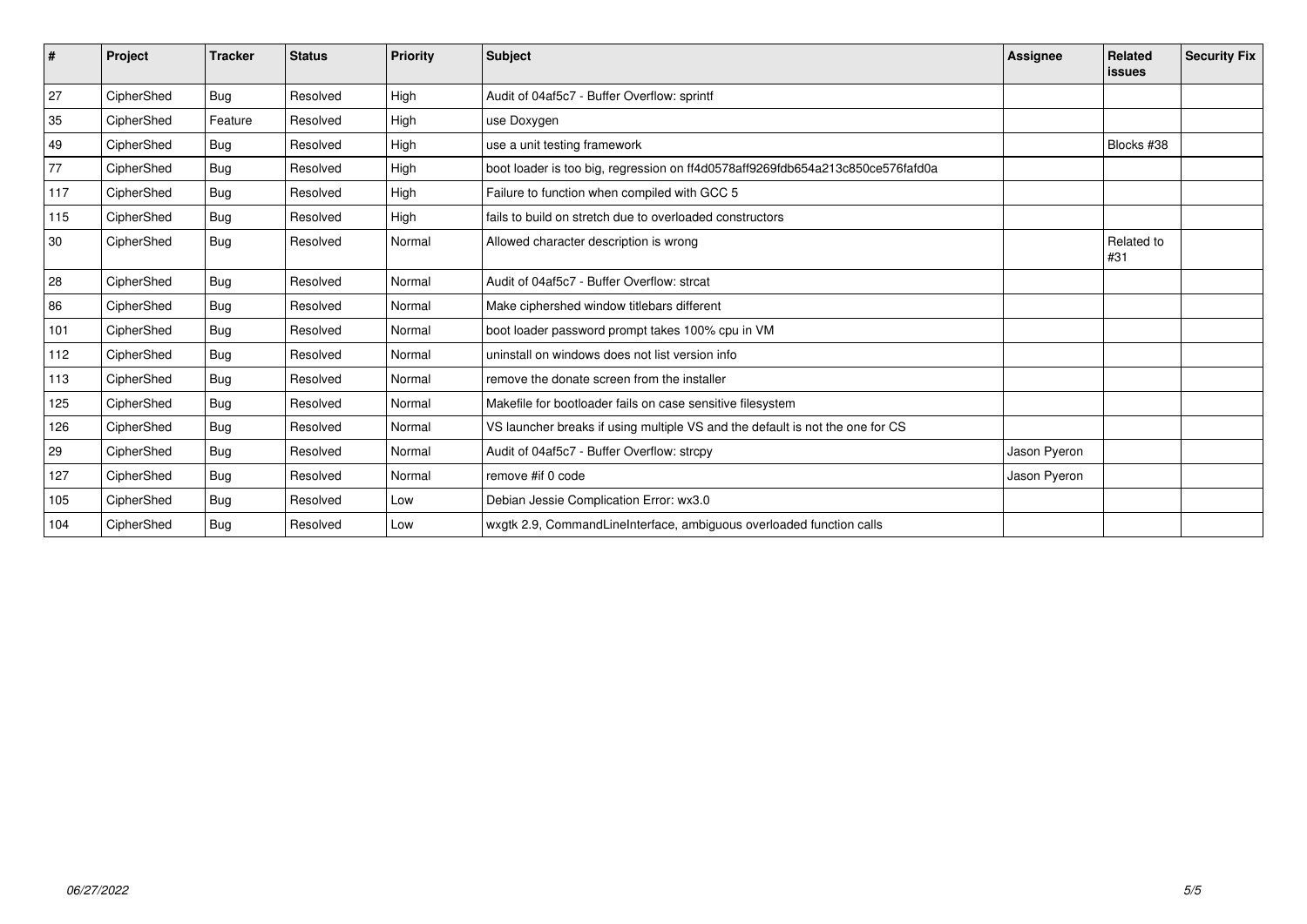| # | Project | Tracker | Status | Priority | Subject | Assignee | Related issues | Security Fix |
|---|---|---|---|---|---|---|---|---|
| 27 | CipherShed | Bug | Resolved | High | Audit of 04af5c7 - Buffer Overflow: sprintf | | | |
| 35 | CipherShed | Feature | Resolved | High | use Doxygen | | | |
| 49 | CipherShed | Bug | Resolved | High | use a unit testing framework | | Blocks #38 | |
| 77 | CipherShed | Bug | Resolved | High | boot loader is too big, regression on ff4d0578aff9269fdb654a213c850ce576fafd0a | | | |
| 117 | CipherShed | Bug | Resolved | High | Failure to function when compiled with GCC 5 | | | |
| 115 | CipherShed | Bug | Resolved | High | fails to build on stretch due to overloaded constructors | | | |
| 30 | CipherShed | Bug | Resolved | Normal | Allowed character description is wrong | | Related to #31 | |
| 28 | CipherShed | Bug | Resolved | Normal | Audit of 04af5c7 - Buffer Overflow: strcat | | | |
| 86 | CipherShed | Bug | Resolved | Normal | Make ciphershed window titlebars different | | | |
| 101 | CipherShed | Bug | Resolved | Normal | boot loader password prompt takes 100% cpu in VM | | | |
| 112 | CipherShed | Bug | Resolved | Normal | uninstall on windows does not list version info | | | |
| 113 | CipherShed | Bug | Resolved | Normal | remove the donate screen from the installer | | | |
| 125 | CipherShed | Bug | Resolved | Normal | Makefile for bootloader fails on case sensitive filesystem | | | |
| 126 | CipherShed | Bug | Resolved | Normal | VS launcher breaks if using multiple VS and the default is not the one for CS | | | |
| 29 | CipherShed | Bug | Resolved | Normal | Audit of 04af5c7 - Buffer Overflow: strcpy | Jason Pyeron | | |
| 127 | CipherShed | Bug | Resolved | Normal | remove #if 0 code | Jason Pyeron | | |
| 105 | CipherShed | Bug | Resolved | Low | Debian Jessie Complication Error: wx3.0 | | | |
| 104 | CipherShed | Bug | Resolved | Low | wxgtk 2.9, CommandLineInterface, ambiguous overloaded function calls | | | |

*06/27/2022*